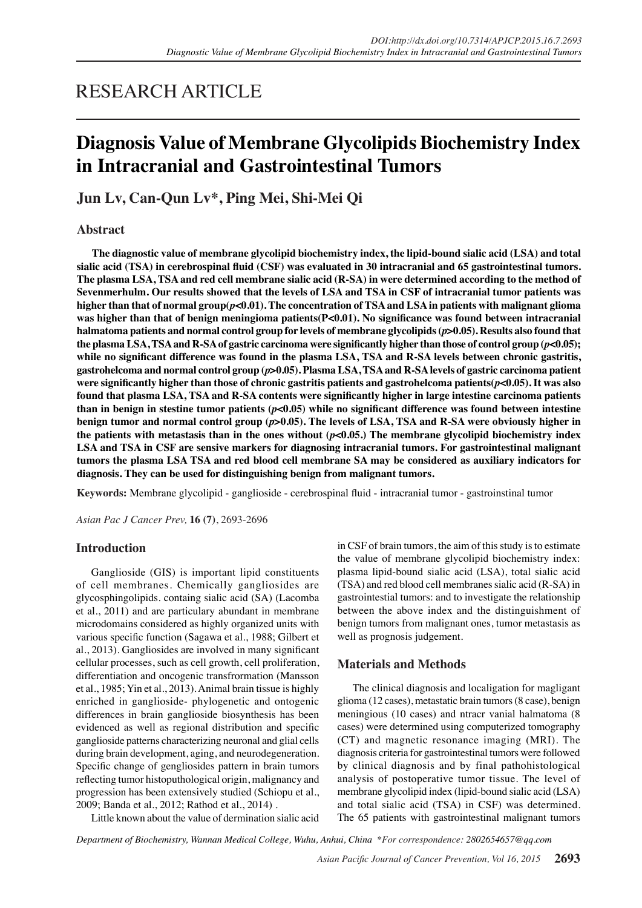RESEARCH ARTICLE

# Diagnosis Value of Membrane Glycolipids Biochemistry Index in Intracranial and Gastrointestinal Tumors

**Jun Lv, Can-Qun Lv*, Ping Mei, Shi-Mei Qi**

## Abstract

**The diagnostic value of membrane glycolipid biochemistry index, the lipid-bound sialic acid (LSA) and total sialic acid (TSA) in cerebrospinal fluid (CSF) was evaluated in 30 intracranial and 65 gastrointestinal tumors. The plasma LSA, TSA and red cell membrane sialic acid (R-SA) in were determined according to the method of Sevenmerhulm. Our results showed that the levels of LSA and TSA in CSF of intracranial tumor patients was higher than that of normal group($p$<0.01). The concentration of TSA and LSA in patients with malignant glioma was higher than that of benign meningioma patients(P<0.01). No significance was found between intracranial halmatoma patients and normal control group for levels of membrane glycolipids ($p$>0.05). Results also found that the plasma LSA, TSA and R-SA of gastric carcinoma were significantly higher than those of control group ($p$<0.05); while no significant difference was found in the plasma LSA, TSA and R-SA levels between chronic gastritis, gastrohelcoma and normal control group ($p$>0.05). Plasma LSA, TSA and R-SA levels of gastric carcinoma patient were significantly higher than those of chronic gastritis patients and gastrohelcoma patients($p$<0.05). It was also found that plasma LSA, TSA and R-SA contents were significantly higher in large intestine carcinoma patients than in benign in stestine tumor patients ($p$<0.05) while no significant difference was found between intestine benign tumor and normal control group ($p$>0.05). The levels of LSA, TSA and R-SA were obviously higher in the patients with metastasis than in the ones without ($p$<0.05.) The membrane glycolipid biochemistry index LSA and TSA in CSF are sensive markers for diagnosing intracranial tumors. For gastrointestinal malignant tumors the plasma LSA TSA and red blood cell membrane SA may be considered as auxiliary indicators for diagnosis. They can be used for distinguishing benign from malignant tumors.**

**Keywords:** Membrane glycolipid - ganglioside - cerebrospinal fluid - intracranial tumor - gastroinstinal tumor

## Introduction

Ganglioside (GIS) is important lipid constituents of cell membranes. Chemically gangliosides are glycosphingolipids. containg sialic acid (SA) (Lacomba et al., 2011) and are particulary abundant in membrane microdomains considered as highly organized units with various specific function (Sagawa et al., 1988; Gilbert et al., 2013). Gangliosides are involved in many significant cellular processes, such as cell growth, cell proliferation, differentiation and oncogenic transfrormation (Mansson et al., 1985; Yin et al., 2013). Animal brain tissue is highly enriched in ganglioside- phylogenetic and ontogenic differences in brain ganglioside biosynthesis has been evidenced as well as regional distribution and specific ganglioside patterns characterizing neuronal and glial cells during brain development, aging, and neurodegeneration. Specific change of gengliosides pattern in brain tumors reflecting tumor histoputhological origin, malignancy and progression has been extensively studied (Schiopu et al., 2009; Banda et al., 2012; Rathod et al., 2014) .

Little known about the value of dermination sialic acid in CSF of brain tumors, the aim of this study is to estimate the value of membrane glycolipid biochemistry index: plasma lipid-bound sialic acid (LSA), total sialic acid (TSA) and red blood cell membranes sialic acid (R-SA) in gastrointestial tumors: and to investigate the relationship between the above index and the distinguishment of benign tumors from malignant ones, tumor metastasis as well as prognosis judgement.

## Materials and Methods

The clinical diagnosis and localigation for magligant glioma (12 cases), metastatic brain tumors (8 case), benign meningious (10 cases) and ntracr vanial halmatoma (8 cases) were determined using computerized tomography (CT) and magnetic resonance imaging (MRI). The diagnosis criteria for gastrointestinal tumors were followed by clinical diagnosis and by final pathohistological analysis of postoperative tumor tissue. The level of membrane glycolipid index (lipid-bound sialic acid (LSA) and total sialic acid (TSA) in CSF) was determined. The 65 patients with gastrointestinal malignant tumors

*Department of Biochemistry, Wannan Medical College, Wuhu, Anhui, China *For correspondence: 2802654657@qq.com*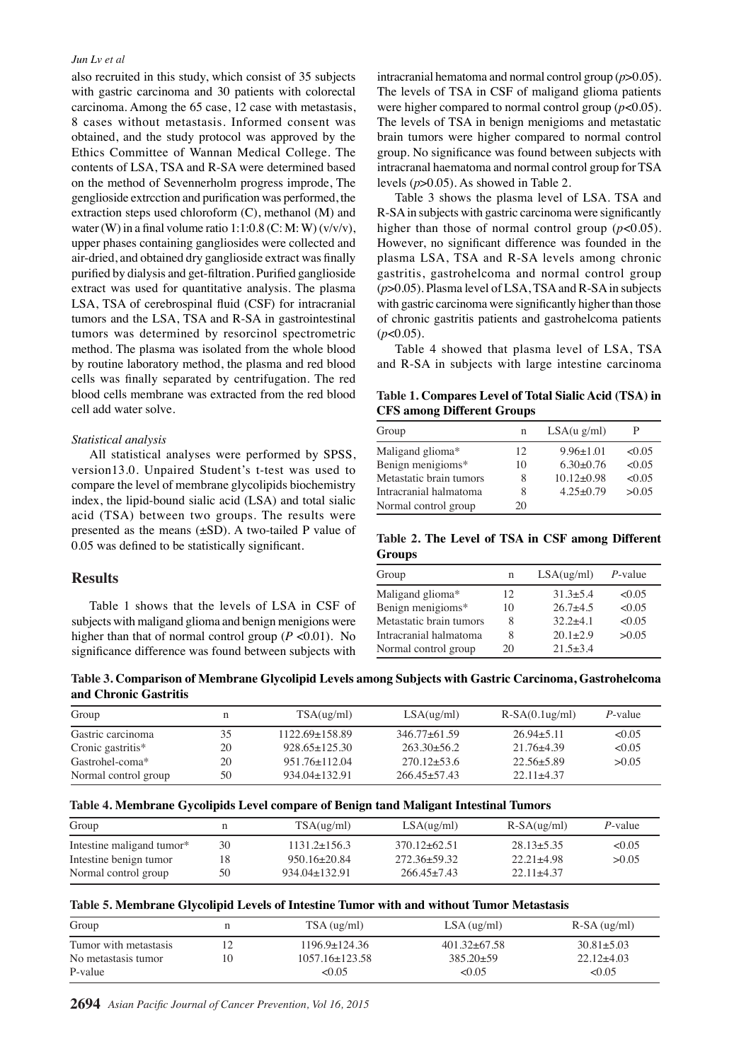also recruited in this study, which consist of 35 subjects with gastric carcinoma and 30 patients with colorectal carcinoma. Among the 65 case, 12 case with metastasis, 8 cases without metastasis. Informed consent was obtained, and the study protocol was approved by the Ethics Committee of Wannan Medical College. The contents of LSA, TSA and R-SA were determined based on the method of Sevennerholm progress improde, The genglioside extrcction and purification was performed, the extraction steps used chloroform (C), methanol (M) and water (W) in a final volume ratio 1:1:0.8 (C: M: W) (v/v/v), upper phases containing gangliosides were collected and air-dried, and obtained dry ganglioside extract was finally purified by dialysis and get-filtration. Purified ganglioside extract was used for quantitative analysis. The plasma LSA, TSA of cerebrospinal fluid (CSF) for intracranial tumors and the LSA, TSA and R-SA in gastrointestinal tumors was determined by resorcinol spectrometric method. The plasma was isolated from the whole blood by routine laboratory method, the plasma and red blood cells was finally separated by centrifugation. The red blood cells membrane was extracted from the red blood cell add water solve.

*Statistical analysis*

All statistical analyses were performed by SPSS, version13.0. Unpaired Student's t-test was used to compare the level of membrane glycolipids biochemistry index, the lipid-bound sialic acid (LSA) and total sialic acid (TSA) between two groups. The results were presented as the means (±SD). A two-tailed P value of 0.05 was defined to be statistically significant.

## Results

Table 1 shows that the levels of LSA in CSF of subjects with maligand glioma and benign menigions were higher than that of normal control group ($P<0.01$). No significance difference was found between subjects with intracranial hematoma and normal control group ($p>0.05$). The levels of TSA in CSF of maligand glioma patients were higher compared to normal control group ($p<0.05$). The levels of TSA in benign menigioms and metastatic brain tumors were higher compared to normal control group. No significance was found between subjects with intracranal haematoma and normal control group for TSA levels ($p>0.05$). As showed in Table 2.

Table 3 shows the plasma level of LSA. TSA and R-SA in subjects with gastric carcinoma were significantly higher than those of normal control group ($p<0.05$). However, no significant difference was founded in the plasma LSA, TSA and R-SA levels among chronic gastritis, gastrohelcoma and normal control group ($p>0.05$). Plasma level of LSA, TSA and R-SA in subjects with gastric carcinoma were significantly higher than those of chronic gastritis patients and gastrohelcoma patients ($p<0.05$).

Table 4 showed that plasma level of LSA, TSA and R-SA in subjects with large intestine carcinoma

**Table 1. Compares Level of Total Sialic Acid (TSA) in CFS among Different Groups**

| Group | n | LSA(u g/ml) | P |
|---|---|---|---|
| Maligand glioma* | 12 | 9.96±1.01 | <0.05 |
| Benign menigioms* | 10 | 6.30±0.76 | <0.05 |
| Metastatic brain tumors | 8 | 10.12±0.98 | <0.05 |
| Intracranial halmatoma | 8 | 4.25±0.79 | >0.05 |
| Normal control group | 20 | | |

**Table 2. The Level of TSA in CSF among Different Groups**

| Group | n | LSA(ug/ml) | *P*-value |
|---|---|---|---|
| Maligand glioma* | 12 | 31.3±5.4 | <0.05 |
| Benign menigioms* | 10 | 26.7±4.5 | <0.05 |
| Metastatic brain tumors | 8 | 32.2±4.1 | <0.05 |
| Intracranial halmatoma | 8 | 20.1±2.9 | >0.05 |
| Normal control group | 20 | 21.5±3.4 | |

**Table 3. Comparison of Membrane Glycolipid Levels among Subjects with Gastric Carcinoma, Gastrohelcoma and Chronic Gastritis**

| Group | n | TSA(ug/ml) | LSA(ug/ml) | R-SA(0.1ug/ml) | *P*-value |
|---|---|---|---|---|---|
| Gastric carcinoma | 35 | 1122.69±158.89 | 346.77±61.59 | 26.94±5.11 | <0.05 |
| Cronic gastritis* | 20 | 928.65±125.30 | 263.30±56.2 | 21.76±4.39 | <0.05 |
| Gastrohel-coma* | 20 | 951.76±112.04 | 270.12±53.6 | 22.56±5.89 | >0.05 |
| Normal control group | 50 | 934.04±132.91 | 266.45±57.43 | 22.11±4.37 | |

**Table 4. Membrane Gycolipids Level compare of Benign tand Maligant Intestinal Tumors**

| Group | n | TSA(ug/ml) | LSA(ug/ml) | R-SA(ug/ml) | *P*-value |
|---|---|---|---|---|---|
| Intestine maligand tumor* | 30 | 1131.2±156.3 | 370.12±62.51 | 28.13±5.35 | <0.05 |
| Intestine benign tumor | 18 | 950.16±20.84 | 272.36±59.32 | 22.21±4.98 | >0.05 |
| Normal control group | 50 | 934.04±132.91 | 266.45±7.43 | 22.11±4.37 | |

**Table 5. Membrane Glycolipid Levels of Intestine Tumor with and without Tumor Metastasis**

| Group | n | TSA (ug/ml) | LSA (ug/ml) | R-SA (ug/ml) |
|---|---|---|---|---|
| Tumor with metastasis | 12 | 1196.9±124.36 | 401.32±67.58 | 30.81±5.03 |
| No metastasis tumor | 10 | 1057.16±123.58 | 385.20±59 | 22.12±4.03 |
| P-value | | <0.05 | <0.05 | <0.05 |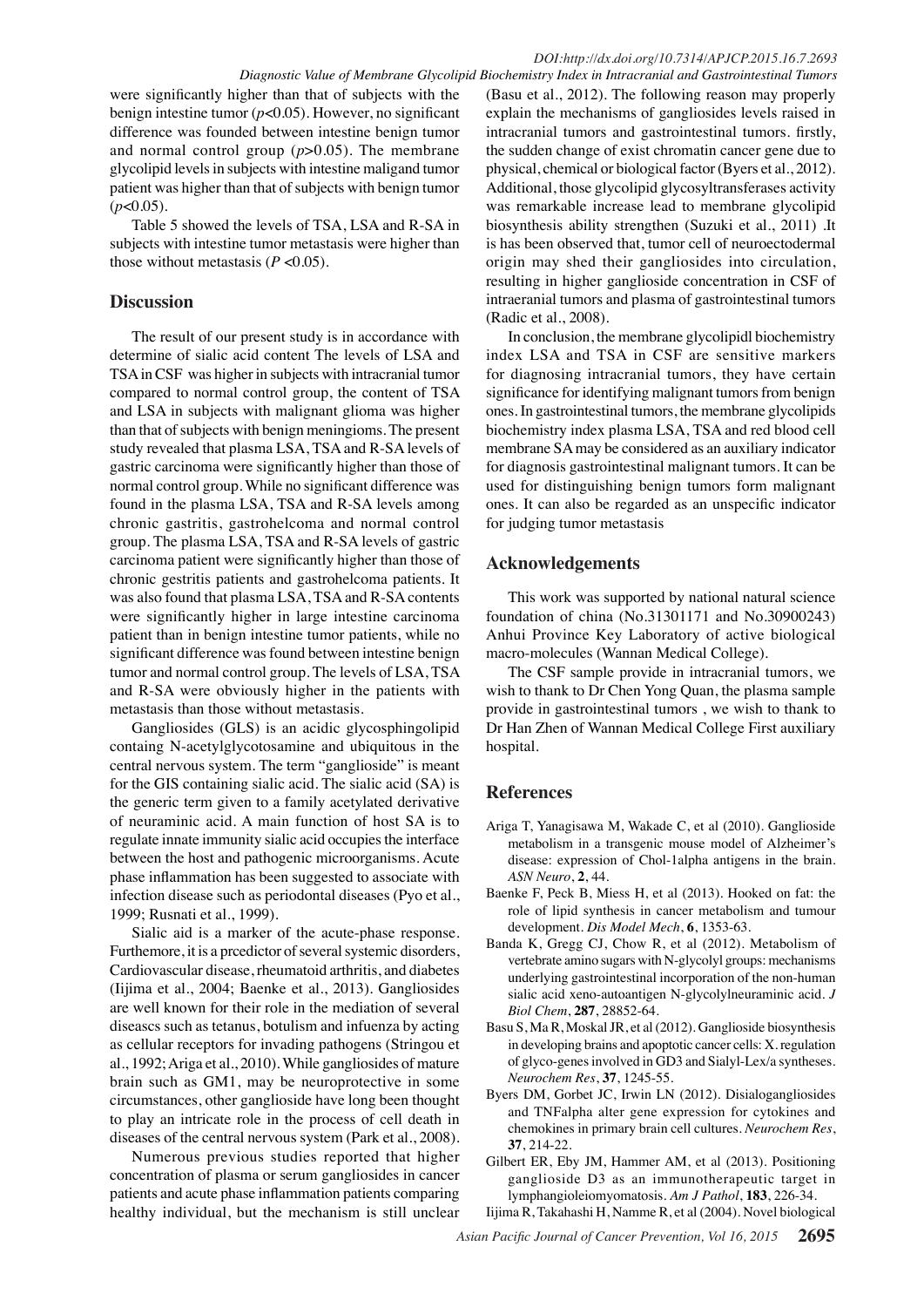were significantly higher than that of subjects with the benign intestine tumor ($p<0.05$). However, no significant difference was founded between intestine benign tumor and normal control group ($p>0.05$). The membrane glycolipid levels in subjects with intestine maligand tumor patient was higher than that of subjects with benign tumor ($p<0.05$).

Table 5 showed the levels of TSA, LSA and R-SA in subjects with intestine tumor metastasis were higher than those without metastasis ($P<0.05$).

## Discussion

The result of our present study is in accordance with determine of sialic acid content The levels of LSA and TSA in CSF was higher in subjects with intracranial tumor compared to normal control group, the content of TSA and LSA in subjects with malignant glioma was higher than that of subjects with benign meningioms. The present study revealed that plasma LSA, TSA and R-SA levels of gastric carcinoma were significantly higher than those of normal control group. While no significant difference was found in the plasma LSA, TSA and R-SA levels among chronic gastritis, gastrohelcoma and normal control group. The plasma LSA, TSA and R-SA levels of gastric carcinoma patient were significantly higher than those of chronic gestritis patients and gastrohelcoma patients. It was also found that plasma LSA, TSA and R-SA contents were significantly higher in large intestine carcinoma patient than in benign intestine tumor patients, while no significant difference was found between intestine benign tumor and normal control group. The levels of LSA, TSA and R-SA were obviously higher in the patients with metastasis than those without metastasis.

Gangliosides (GLS) is an acidic glycosphingolipid containg N-acetylglycotosamine and ubiquitous in the central nervous system. The term "ganglioside" is meant for the GIS containing sialic acid. The sialic acid (SA) is the generic term given to a family acetylated derivative of neuraminic acid. A main function of host SA is to regulate innate immunity sialic acid occupies the interface between the host and pathogenic microorganisms. Acute phase inflammation has been suggested to associate with infection disease such as periodontal diseases (Pyo et al., 1999; Rusnati et al., 1999).

Sialic aid is a marker of the acute-phase response. Furthemore, it is a prcedictor of several systemic disorders, Cardiovascular disease, rheumatoid arthritis, and diabetes (Iijima et al., 2004; Baenke et al., 2013). Gangliosides are well known for their role in the mediation of several diseascs such as tetanus, botulism and infuenza by acting as cellular receptors for invading pathogens (Stringou et al., 1992; Ariga et al., 2010). While gangliosides of mature brain such as GM1, may be neuroprotective in some circumstances, other ganglioside have long been thought to play an intricate role in the process of cell death in diseases of the central nervous system (Park et al., 2008).

Numerous previous studies reported that higher concentration of plasma or serum gangliosides in cancer patients and acute phase inflammation patients comparing healthy individual, but the mechanism is still unclear (Basu et al., 2012). The following reason may properly explain the mechanisms of gangliosides levels raised in intracranial tumors and gastrointestinal tumors. firstly, the sudden change of exist chromatin cancer gene due to physical, chemical or biological factor (Byers et al., 2012). Additional, those glycolipid glycosyltransferases activity was remarkable increase lead to membrane glycolipid biosynthesis ability strengthen (Suzuki et al., 2011) .It is has been observed that, tumor cell of neuroectodermal origin may shed their gangliosides into circulation, resulting in higher ganglioside concentration in CSF of intraeranial tumors and plasma of gastrointestinal tumors (Radic et al., 2008).

In conclusion, the membrane glycolipidl biochemistry index LSA and TSA in CSF are sensitive markers for diagnosing intracranial tumors, they have certain significance for identifying malignant tumors from benign ones. In gastrointestinal tumors, the membrane glycolipids biochemistry index plasma LSA, TSA and red blood cell membrane SA may be considered as an auxiliary indicator for diagnosis gastrointestinal malignant tumors. It can be used for distinguishing benign tumors form malignant ones. It can also be regarded as an unspecific indicator for judging tumor metastasis

## Acknowledgements

This work was supported by national natural science foundation of china (No.31301171 and No.30900243) Anhui Province Key Laboratory of active biological macro-molecules (Wannan Medical College).

The CSF sample provide in intracranial tumors, we wish to thank to Dr Chen Yong Quan, the plasma sample provide in gastrointestinal tumors , we wish to thank to Dr Han Zhen of Wannan Medical College First auxiliary hospital.

## References

Ariga T, Yanagisawa M, Wakade C, et al (2010). Ganglioside metabolism in a transgenic mouse model of Alzheimer's disease: expression of Chol-1alpha antigens in the brain. *ASN Neuro*, **2**, 44.

Baenke F, Peck B, Miess H, et al (2013). Hooked on fat: the role of lipid synthesis in cancer metabolism and tumour development. *Dis Model Mech*, **6**, 1353-63.

Banda K, Gregg CJ, Chow R, et al (2012). Metabolism of vertebrate amino sugars with N-glycolyl groups: mechanisms underlying gastrointestinal incorporation of the non-human sialic acid xeno-autoantigen N-glycolylneuraminic acid. *J Biol Chem*, **287**, 28852-64.

Basu S, Ma R, Moskal JR, et al (2012). Ganglioside biosynthesis in developing brains and apoptotic cancer cells: X. regulation of glyco-genes involved in GD3 and Sialyl-Lex/a syntheses. *Neurochem Res*, **37**, 1245-55.

Byers DM, Gorbet JC, Irwin LN (2012). Disialogangliosides and TNFalpha alter gene expression for cytokines and chemokines in primary brain cell cultures. *Neurochem Res*, **37**, 214-22.

Gilbert ER, Eby JM, Hammer AM, et al (2013). Positioning ganglioside D3 as an immunotherapeutic target in lymphangioleiomyomatosis. *Am J Pathol*, **183**, 226-34.

Iijima R, Takahashi H, Namme R, et al (2004). Novel biological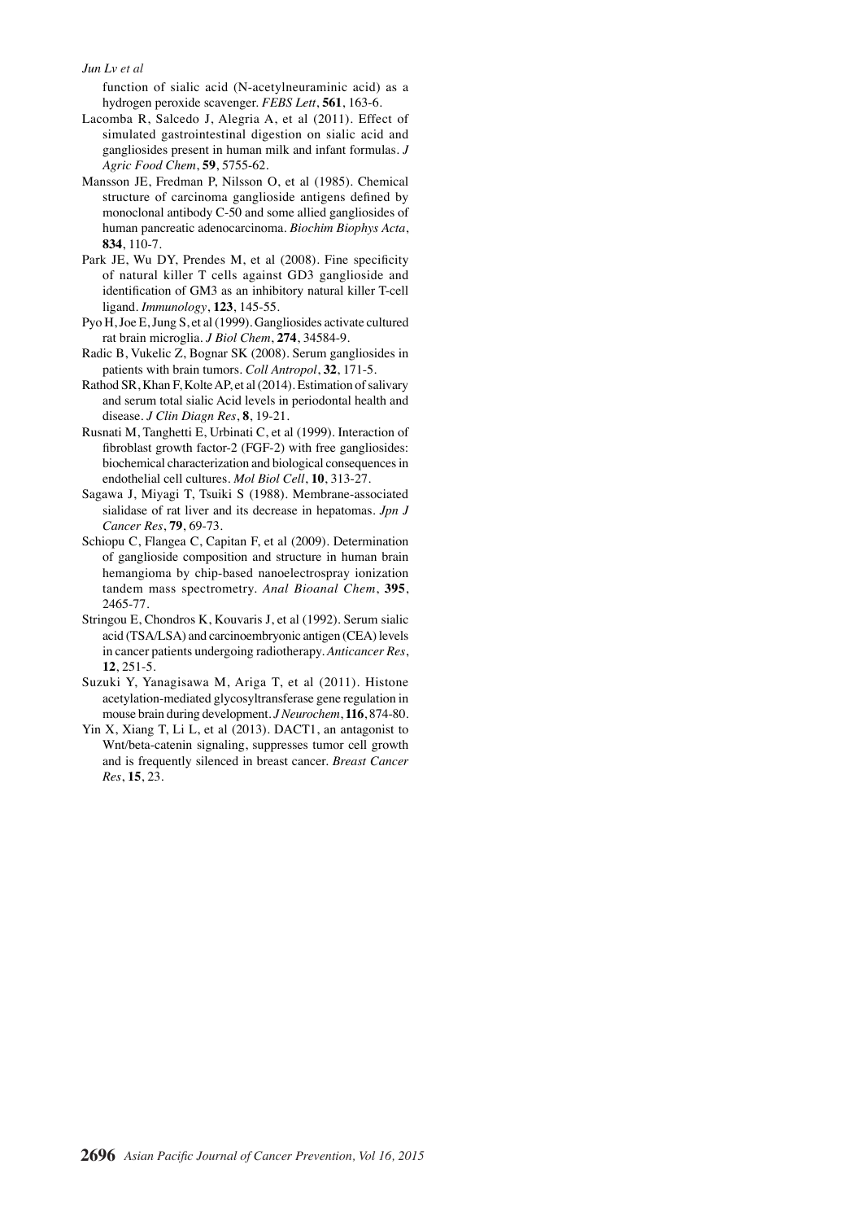function of sialic acid (N-acetylneuraminic acid) as a hydrogen peroxide scavenger. *FEBS Lett*, **561**, 163-6.

Lacomba R, Salcedo J, Alegria A, et al (2011). Effect of simulated gastrointestinal digestion on sialic acid and gangliosides present in human milk and infant formulas. *J Agric Food Chem*, **59**, 5755-62.

Mansson JE, Fredman P, Nilsson O, et al (1985). Chemical structure of carcinoma ganglioside antigens defined by monoclonal antibody C-50 and some allied gangliosides of human pancreatic adenocarcinoma. *Biochim Biophys Acta*, **834**, 110-7.

Park JE, Wu DY, Prendes M, et al (2008). Fine specificity of natural killer T cells against GD3 ganglioside and identification of GM3 as an inhibitory natural killer T-cell ligand. *Immunology*, **123**, 145-55.

Pyo H, Joe E, Jung S, et al (1999). Gangliosides activate cultured rat brain microglia. *J Biol Chem*, **274**, 34584-9.

Radic B, Vukelic Z, Bognar SK (2008). Serum gangliosides in patients with brain tumors. *Coll Antropol*, **32**, 171-5.

Rathod SR, Khan F, Kolte AP, et al (2014). Estimation of salivary and serum total sialic Acid levels in periodontal health and disease. *J Clin Diagn Res*, **8**, 19-21.

Rusnati M, Tanghetti E, Urbinati C, et al (1999). Interaction of fibroblast growth factor-2 (FGF-2) with free gangliosides: biochemical characterization and biological consequences in endothelial cell cultures. *Mol Biol Cell*, **10**, 313-27.

Sagawa J, Miyagi T, Tsuiki S (1988). Membrane-associated sialidase of rat liver and its decrease in hepatomas. *Jpn J Cancer Res*, **79**, 69-73.

Schiopu C, Flangea C, Capitan F, et al (2009). Determination of ganglioside composition and structure in human brain hemangioma by chip-based nanoelectrospray ionization tandem mass spectrometry. *Anal Bioanal Chem*, **395**, 2465-77.

Stringou E, Chondros K, Kouvaris J, et al (1992). Serum sialic acid (TSA/LSA) and carcinoembryonic antigen (CEA) levels in cancer patients undergoing radiotherapy. *Anticancer Res*, **12**, 251-5.

Suzuki Y, Yanagisawa M, Ariga T, et al (2011). Histone acetylation-mediated glycosyltransferase gene regulation in mouse brain during development. *J Neurochem*, **116**, 874-80.

Yin X, Xiang T, Li L, et al (2013). DACT1, an antagonist to Wnt/beta-catenin signaling, suppresses tumor cell growth and is frequently silenced in breast cancer. *Breast Cancer Res*, **15**, 23.